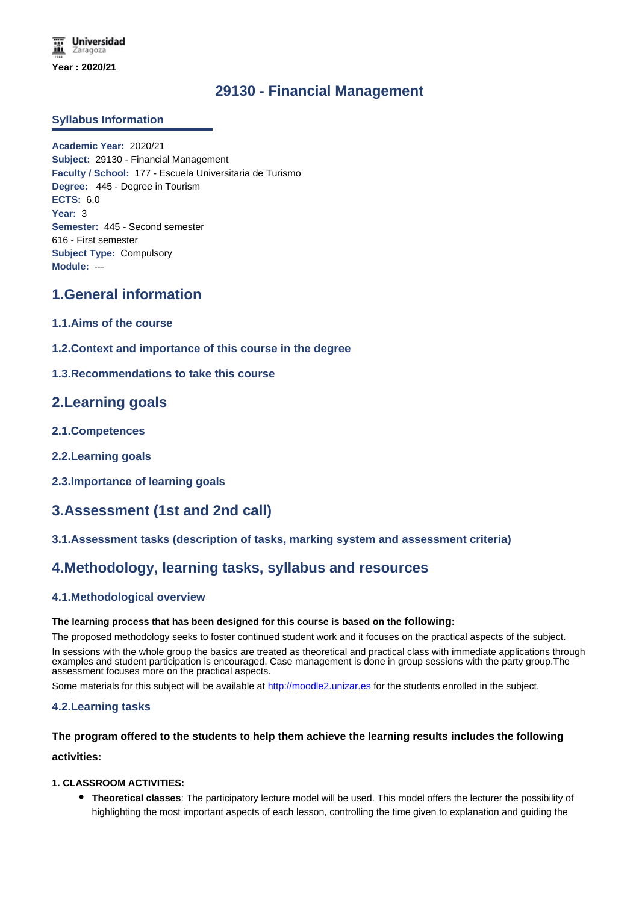Universidad Zaragoza

**Year : 2020/21**

# 29130 - Financial Management

## Syllabus Information

**Academic Year:** 2020/21
**Subject:** 29130 - Financial Management
**Faculty / School:** 177 - Escuela Universitaria de Turismo
**Degree:** 445 - Degree in Tourism
**ECTS:** 6.0
**Year:** 3
**Semester:** 445 - Second semester
616 - First semester
**Subject Type:** Compulsory
**Module:** ---

## 1.General information

### 1.1.Aims of the course

### 1.2.Context and importance of this course in the degree

### 1.3.Recommendations to take this course

## 2.Learning goals

### 2.1.Competences

### 2.2.Learning goals

### 2.3.Importance of learning goals

## 3.Assessment (1st and 2nd call)

### 3.1.Assessment tasks (description of tasks, marking system and assessment criteria)

## 4.Methodology, learning tasks, syllabus and resources

### 4.1.Methodological overview

**The learning process that has been designed for this course is based on the following:**

The proposed methodology seeks to foster continued student work and it focuses on the practical aspects of the subject.

In sessions with the whole group the basics are treated as theoretical and practical class with immediate applications through examples and student participation is encouraged. Case management is done in group sessions with the party group.The assessment focuses more on the practical aspects.

Some materials for this subject will be available at http://moodle2.unizar.es for the students enrolled in the subject.

### 4.2.Learning tasks

**The program offered to the students to help them achieve the learning results includes the following activities:**

**1. CLASSROOM ACTIVITIES:**

- **Theoretical classes**: The participatory lecture model will be used. This model offers the lecturer the possibility of highlighting the most important aspects of each lesson, controlling the time given to explanation and guiding the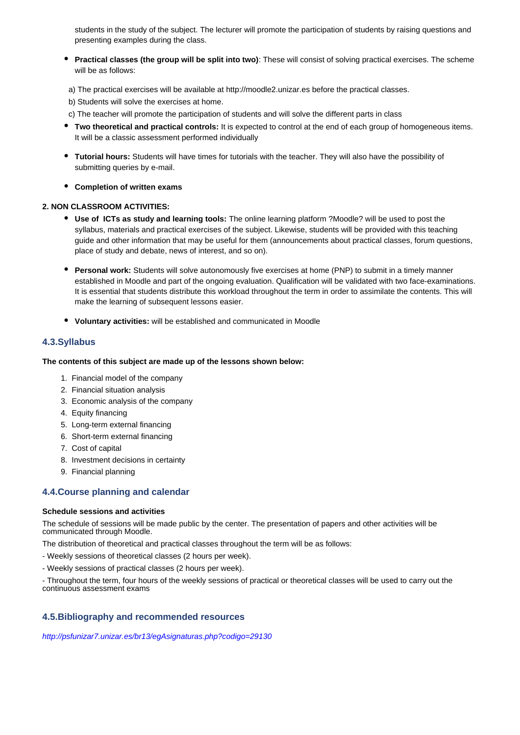students in the study of the subject. The lecturer will promote the participation of students by raising questions and presenting examples during the class.

- **Practical classes (the group will be split into two)**: These will consist of solving practical exercises. The scheme will be as follows:

a) The practical exercises will be available at http://moodle2.unizar.es before the practical classes.

b) Students will solve the exercises at home.

c) The teacher will promote the participation of students and will solve the different parts in class

- **Two theoretical and practical controls:** It is expected to control at the end of each group of homogeneous items. It will be a classic assessment performed individually
- **Tutorial hours:** Students will have times for tutorials with the teacher. They will also have the possibility of submitting queries by e-mail.
- **Completion of written exams**

**2. NON CLASSROOM ACTIVITIES:**

- **Use of ICTs as study and learning tools:** The online learning platform ?Moodle? will be used to post the syllabus, materials and practical exercises of the subject. Likewise, students will be provided with this teaching guide and other information that may be useful for them (announcements about practical classes, forum questions, place of study and debate, news of interest, and so on).
- **Personal work:** Students will solve autonomously five exercises at home (PNP) to submit in a timely manner established in Moodle and part of the ongoing evaluation. Qualification will be validated with two face-examinations. It is essential that students distribute this workload throughout the term in order to assimilate the contents. This will make the learning of subsequent lessons easier.
- **Voluntary activities:** will be established and communicated in Moodle

## 4.3.Syllabus

**The contents of this subject are made up of the lessons shown below:**

1. Financial model of the company
2. Financial situation analysis
3. Economic analysis of the company
4. Equity financing
5. Long-term external financing
6. Short-term external financing
7. Cost of capital
8. Investment decisions in certainty
9. Financial planning

## 4.4.Course planning and calendar

**Schedule sessions and activities**

The schedule of sessions will be made public by the center. The presentation of papers and other activities will be communicated through Moodle.

The distribution of theoretical and practical classes throughout the term will be as follows:

- Weekly sessions of theoretical classes (2 hours per week).

- Weekly sessions of practical classes (2 hours per week).

- Throughout the term, four hours of the weekly sessions of practical or theoretical classes will be used to carry out the continuous assessment exams

## 4.5.Bibliography and recommended resources

*http://psfunizar7.unizar.es/br13/egAsignaturas.php?codigo=29130*